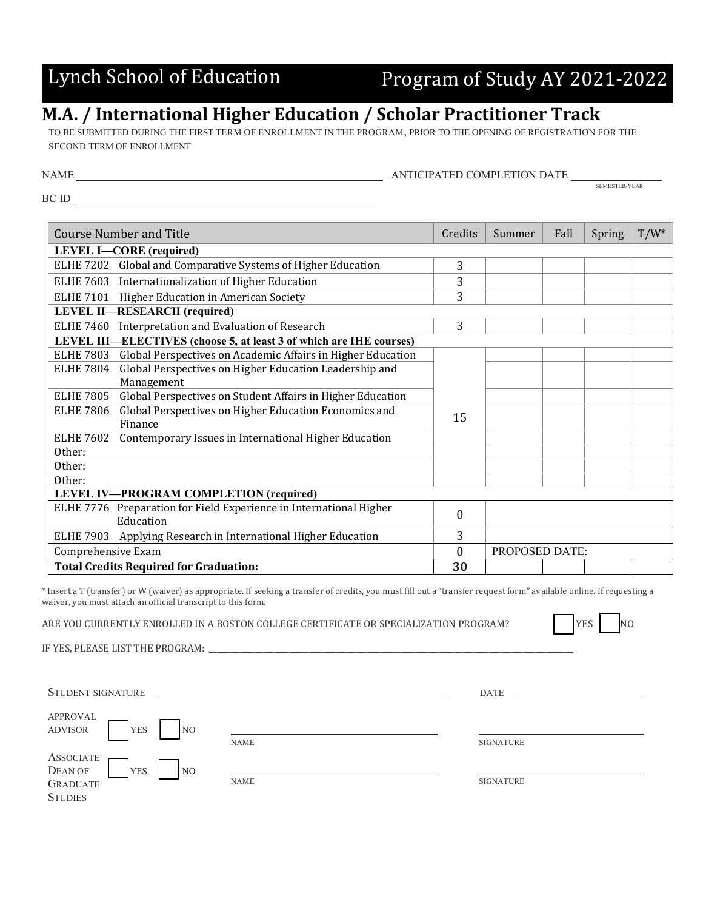# Lynch School of Education

# Program of Study AY 2021-2022

## M.A. / International Higher Education / Scholar Practitioner Track

TO BE SUBMITTED DURING THE FIRST TERM OF ENROLLMENT IN THE PROGRAM, PRIOR TO THE OPENING OF REGISTRATION FOR THE SECOND TERM OF ENROLLMENT

NAME ______________________________ ANTICIPATED COMPLETION DATE ______________ (SEMESTER/YEAR)

BC ID ______________________________

| Course Number and Title | Credits | Summer | Fall | Spring | T/W* |
|---|---|---|---|---|---|
| **LEVEL I—CORE (required)** | | | | | |
| ELHE 7202 Global and Comparative Systems of Higher Education | 3 | | | | |
| ELHE 7603 Internationalization of Higher Education | 3 | | | | |
| ELHE 7101 Higher Education in American Society | 3 | | | | |
| **LEVEL II—RESEARCH (required)** | | | | | |
| ELHE 7460 Interpretation and Evaluation of Research | 3 | | | | |
| **LEVEL III—ELECTIVES (choose 5, at least 3 of which are IHE courses)** | | | | | |
| ELHE 7803 Global Perspectives on Academic Affairs in Higher Education | 15 | | | | |
| ELHE 7804 Global Perspectives on Higher Education Leadership and Management | | | | | |
| ELHE 7805 Global Perspectives on Student Affairs in Higher Education | | | | | |
| ELHE 7806 Global Perspectives on Higher Education Economics and Finance | | | | | |
| ELHE 7602 Contemporary Issues in International Higher Education | | | | | |
| Other: | | | | | |
| Other: | | | | | |
| Other: | | | | | |
| **LEVEL IV—PROGRAM COMPLETION (required)** | | | | | |
| ELHE 7776 Preparation for Field Experience in International Higher Education | 0 | | | | |
| ELHE 7903 Applying Research in International Higher Education | 3 | | | | |
| Comprehensive Exam | 0 | PROPOSED DATE: | | | |
| **Total Credits Required for Graduation:** | **30** | | | | |

* Insert a T (transfer) or W (waiver) as appropriate. If seeking a transfer of credits, you must fill out a "transfer request form" available online. If requesting a waiver, you must attach an official transcript to this form.

ARE YOU CURRENTLY ENROLLED IN A BOSTON COLLEGE CERTIFICATE OR SPECIALIZATION PROGRAM? ☐ YES ☐ NO

IF YES, PLEASE LIST THE PROGRAM: ______________________________

STUDENT SIGNATURE ______________________________ DATE ______________

APPROVAL ADVISOR ☐ YES ☐ NO ______________ NAME ______________ SIGNATURE

ASSOCIATE DEAN OF GRADUATE STUDIES ☐ YES ☐ NO ______________ NAME ______________ SIGNATURE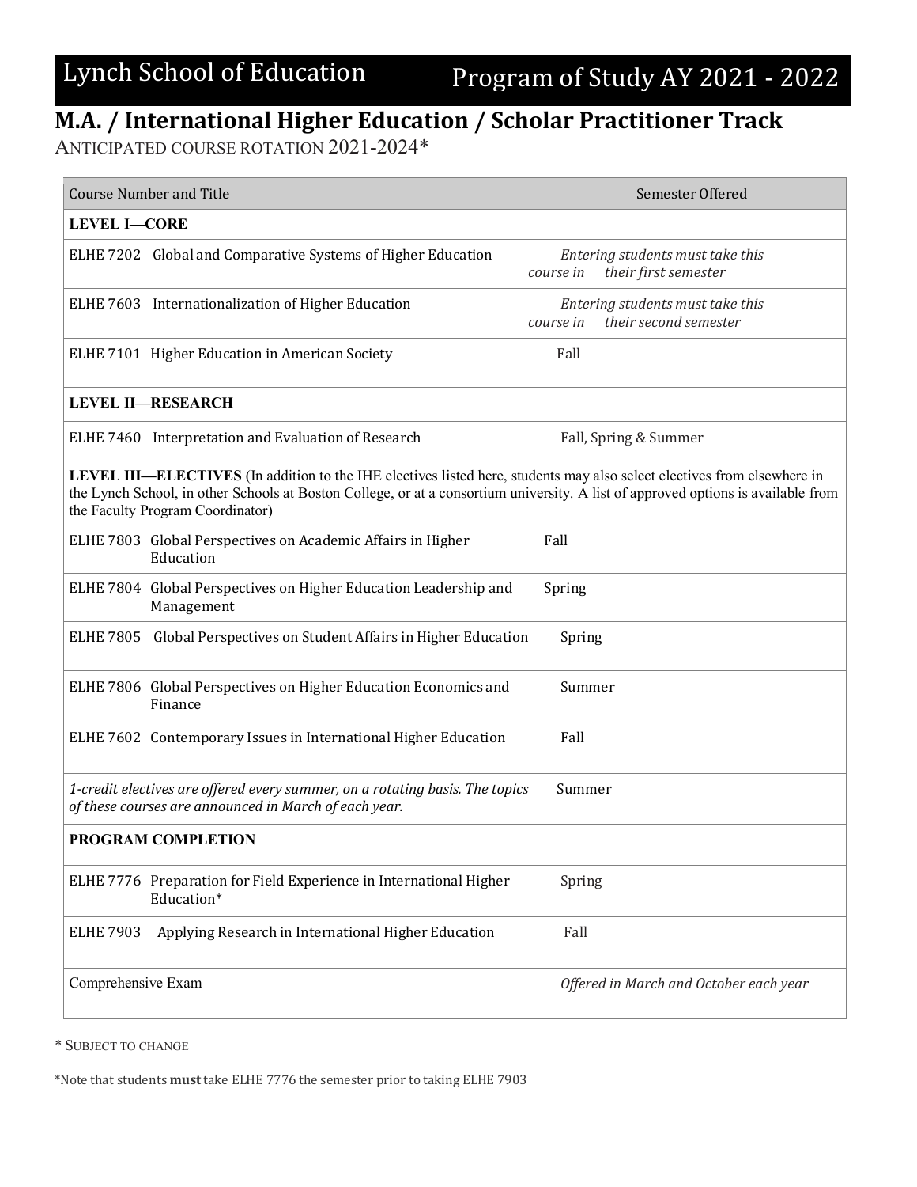Lynch School of Education — Program of Study AY 2021 - 2022

# M.A. / International Higher Education / Scholar Practitioner Track

ANTICIPATED COURSE ROTATION 2021-2024*

| Course Number and Title | Semester Offered |
|---|---|
| **LEVEL I—CORE** | |
| ELHE 7202 Global and Comparative Systems of Higher Education | *Entering students must take this course in their first semester* |
| ELHE 7603 Internationalization of Higher Education | *Entering students must take this course in their second semester* |
| ELHE 7101 Higher Education in American Society | Fall |
| **LEVEL II—RESEARCH** | |
| ELHE 7460 Interpretation and Evaluation of Research | Fall, Spring & Summer |
| **LEVEL III—ELECTIVES** (In addition to the IHE electives listed here, students may also select electives from elsewhere in the Lynch School, in other Schools at Boston College, or at a consortium university. A list of approved options is available from the Faculty Program Coordinator) | |
| ELHE 7803 Global Perspectives on Academic Affairs in Higher Education | Fall |
| ELHE 7804 Global Perspectives on Higher Education Leadership and Management | Spring |
| ELHE 7805 Global Perspectives on Student Affairs in Higher Education | Spring |
| ELHE 7806 Global Perspectives on Higher Education Economics and Finance | Summer |
| ELHE 7602 Contemporary Issues in International Higher Education | Fall |
| *1-credit electives are offered every summer, on a rotating basis. The topics of these courses are announced in March of each year.* | Summer |
| **PROGRAM COMPLETION** | |
| ELHE 7776 Preparation for Field Experience in International Higher Education* | Spring |
| ELHE 7903 Applying Research in International Higher Education | Fall |
| Comprehensive Exam | *Offered in March and October each year* |

\* SUBJECT TO CHANGE

*Note that students **must** take ELHE 7776 the semester prior to taking ELHE 7903